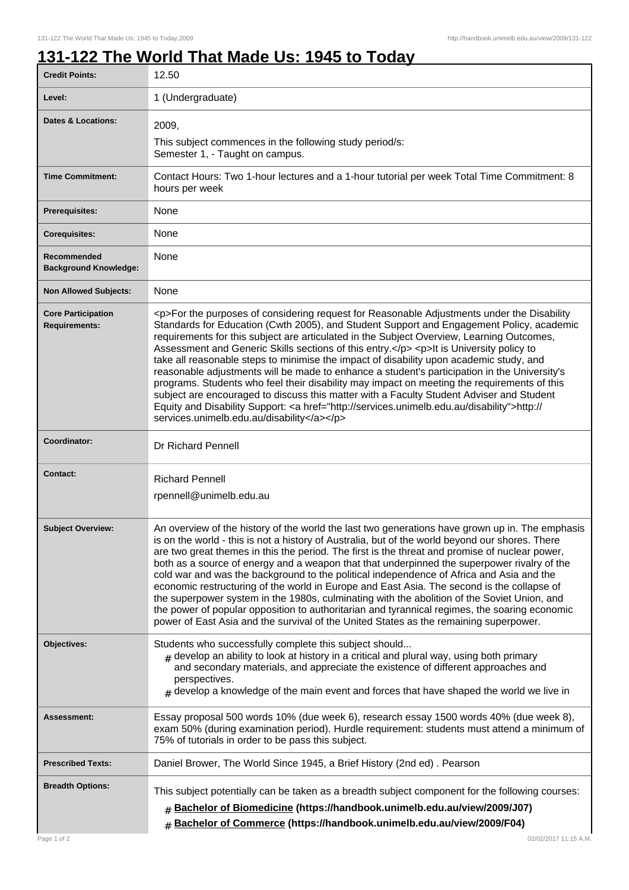# 131-122 The World That Made Us: 1945 to Today

| | |
|---|---|
| **Credit Points:** | 12.50 |
| **Level:** | 1 (Undergraduate) |
| **Dates & Locations:** | 2009,<br>This subject commences in the following study period/s:<br>Semester 1, - Taught on campus. |
| **Time Commitment:** | Contact Hours: Two 1-hour lectures and a 1-hour tutorial per week Total Time Commitment: 8 hours per week |
| **Prerequisites:** | None |
| **Corequisites:** | None |
| **Recommended Background Knowledge:** | None |
| **Non Allowed Subjects:** | None |
| **Core Participation Requirements:** | <p>For the purposes of considering request for Reasonable Adjustments under the Disability Standards for Education (Cwth 2005), and Student Support and Engagement Policy, academic requirements for this subject are articulated in the Subject Overview, Learning Outcomes, Assessment and Generic Skills sections of this entry.</p> <p>It is University policy to take all reasonable steps to minimise the impact of disability upon academic study, and reasonable adjustments will be made to enhance a student's participation in the University's programs. Students who feel their disability may impact on meeting the requirements of this subject are encouraged to discuss this matter with a Faculty Student Adviser and Student Equity and Disability Support: <a href="http://services.unimelb.edu.au/disability">http://services.unimelb.edu.au/disability</a></p> |
| **Coordinator:** | Dr Richard Pennell |
| **Contact:** | Richard Pennell<br>rpennell@unimelb.edu.au |
| **Subject Overview:** | An overview of the history of the world the last two generations have grown up in. The emphasis is on the world - this is not a history of Australia, but of the world beyond our shores. There are two great themes in this the period. The first is the threat and promise of nuclear power, both as a source of energy and a weapon that that underpinned the superpower rivalry of the cold war and was the background to the political independence of Africa and Asia and the economic restructuring of the world in Europe and East Asia. The second is the collapse of the superpower system in the 1980s, culminating with the abolition of the Soviet Union, and the power of popular opposition to authoritarian and tyrannical regimes, the soaring economic power of East Asia and the survival of the United States as the remaining superpower. |
| **Objectives:** | Students who successfully complete this subject should...<br># develop an ability to look at history in a critical and plural way, using both primary and secondary materials, and appreciate the existence of different approaches and perspectives.<br># develop a knowledge of the main event and forces that have shaped the world we live in |
| **Assessment:** | Essay proposal 500 words 10% (due week 6), research essay 1500 words 40% (due week 8), exam 50% (during examination period). Hurdle requirement: students must attend a minimum of 75% of tutorials in order to be pass this subject. |
| **Prescribed Texts:** | Daniel Brower, The World Since 1945, a Brief History (2nd ed) . Pearson |
| **Breadth Options:** | This subject potentially can be taken as a breadth subject component for the following courses:<br># **Bachelor of Biomedicine (https://handbook.unimelb.edu.au/view/2009/J07)**<br># **Bachelor of Commerce (https://handbook.unimelb.edu.au/view/2009/F04)** |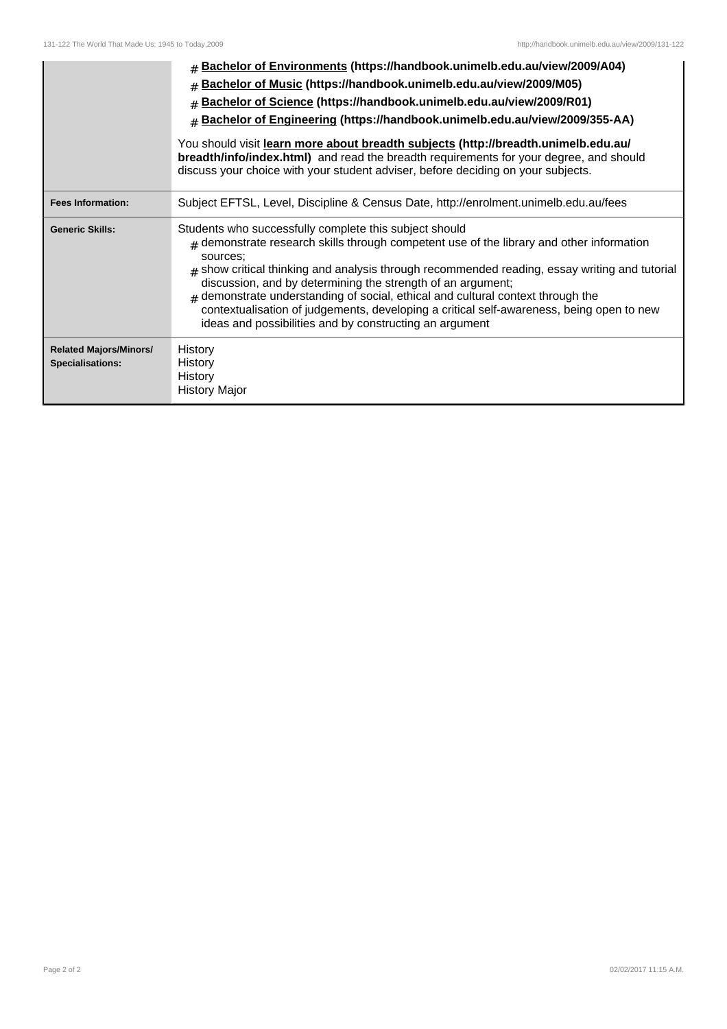| | |
|---|---|
| | # **Bachelor of Environments** (https://handbook.unimelb.edu.au/view/2009/A04)<br># **Bachelor of Music** (https://handbook.unimelb.edu.au/view/2009/M05)<br># **Bachelor of Science** (https://handbook.unimelb.edu.au/view/2009/R01)<br># **Bachelor of Engineering** (https://handbook.unimelb.edu.au/view/2009/355-AA)<br><br>You should visit **learn more about breadth subjects (http://breadth.unimelb.edu.au/breadth/info/index.html)** and read the breadth requirements for your degree, and should discuss your choice with your student adviser, before deciding on your subjects. |
| **Fees Information:** | Subject EFTSL, Level, Discipline & Census Date, http://enrolment.unimelb.edu.au/fees |
| **Generic Skills:** | Students who successfully complete this subject should<br># demonstrate research skills through competent use of the library and other information sources;<br># show critical thinking and analysis through recommended reading, essay writing and tutorial discussion, and by determining the strength of an argument;<br># demonstrate understanding of social, ethical and cultural context through the contextualisation of judgements, developing a critical self-awareness, being open to new ideas and possibilities and by constructing an argument |
| **Related Majors/Minors/ Specialisations:** | History<br>History<br>History<br>History Major |